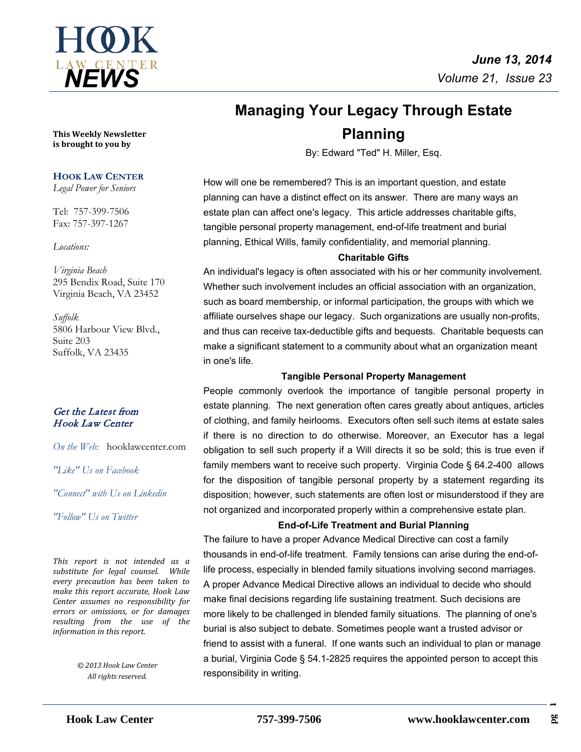# HOOK LAW CENTER NEWS

*June 13, 2014*
*Volume 21, Issue 23*

**This Weekly Newsletter is brought to you by**

**HOOK LAW CENTER**
*Legal Power for Seniors*

Tel: 757-399-7506
Fax: 757-397-1267

*Locations:*

*Virginia Beach*
295 Bendix Road, Suite 170
Virginia Beach, VA 23452

*Suffolk*
5806 Harbour View Blvd.,
Suite 203
Suffolk, VA 23435

*Get the Latest from Hook Law Center*

*On the Web:* hooklawcenter.com

*"Like" Us on Facebook*

*"Connect" with Us on Linkedin*

*"Follow" Us on Twitter*

*This report is not intended as a substitute for legal counsel. While every precaution has been taken to make this report accurate, Hook Law Center assumes no responsibility for errors or omissions, or for damages resulting from the use of the information in this report.*

*© 2013 Hook Law Center*
*All rights reserved.*

## Managing Your Legacy Through Estate Planning

By: Edward "Ted" H. Miller, Esq.

How will one be remembered? This is an important question, and estate planning can have a distinct effect on its answer. There are many ways an estate plan can affect one's legacy. This article addresses charitable gifts, tangible personal property management, end-of-life treatment and burial planning, Ethical Wills, family confidentiality, and memorial planning.

### Charitable Gifts

An individual's legacy is often associated with his or her community involvement. Whether such involvement includes an official association with an organization, such as board membership, or informal participation, the groups with which we affiliate ourselves shape our legacy. Such organizations are usually non-profits, and thus can receive tax-deductible gifts and bequests. Charitable bequests can make a significant statement to a community about what an organization meant in one's life.

### Tangible Personal Property Management

People commonly overlook the importance of tangible personal property in estate planning. The next generation often cares greatly about antiques, articles of clothing, and family heirlooms. Executors often sell such items at estate sales if there is no direction to do otherwise. Moreover, an Executor has a legal obligation to sell such property if a Will directs it so be sold; this is true even if family members want to receive such property. Virginia Code § 64.2-400 allows for the disposition of tangible personal property by a statement regarding its disposition; however, such statements are often lost or misunderstood if they are not organized and incorporated properly within a comprehensive estate plan.

### End-of-Life Treatment and Burial Planning

The failure to have a proper Advance Medical Directive can cost a family thousands in end-of-life treatment. Family tensions can arise during the end-of-life process, especially in blended family situations involving second marriages. A proper Advance Medical Directive allows an individual to decide who should make final decisions regarding life sustaining treatment. Such decisions are more likely to be challenged in blended family situations. The planning of one's burial is also subject to debate. Sometimes people want a trusted advisor or friend to assist with a funeral. If one wants such an individual to plan or manage a burial, Virginia Code § 54.1-2825 requires the appointed person to accept this responsibility in writing.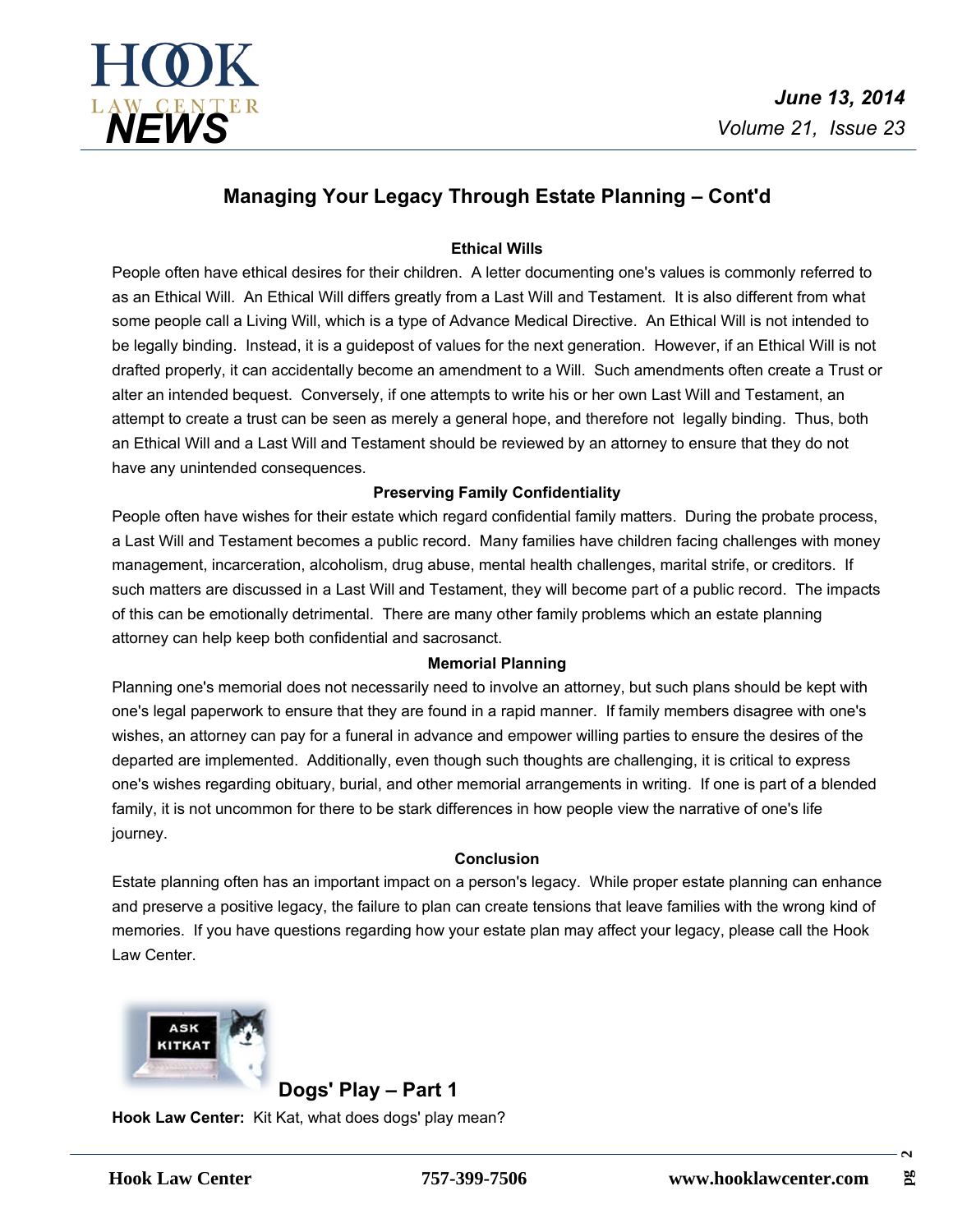## Managing Your Legacy Through Estate Planning – Cont'd

### Ethical Wills

People often have ethical desires for their children. A letter documenting one's values is commonly referred to as an Ethical Will. An Ethical Will differs greatly from a Last Will and Testament. It is also different from what some people call a Living Will, which is a type of Advance Medical Directive. An Ethical Will is not intended to be legally binding. Instead, it is a guidepost of values for the next generation. However, if an Ethical Will is not drafted properly, it can accidentally become an amendment to a Will. Such amendments often create a Trust or alter an intended bequest. Conversely, if one attempts to write his or her own Last Will and Testament, an attempt to create a trust can be seen as merely a general hope, and therefore not legally binding. Thus, both an Ethical Will and a Last Will and Testament should be reviewed by an attorney to ensure that they do not have any unintended consequences.

### Preserving Family Confidentiality

People often have wishes for their estate which regard confidential family matters. During the probate process, a Last Will and Testament becomes a public record. Many families have children facing challenges with money management, incarceration, alcoholism, drug abuse, mental health challenges, marital strife, or creditors. If such matters are discussed in a Last Will and Testament, they will become part of a public record. The impacts of this can be emotionally detrimental. There are many other family problems which an estate planning attorney can help keep both confidential and sacrosanct.

### Memorial Planning

Planning one's memorial does not necessarily need to involve an attorney, but such plans should be kept with one's legal paperwork to ensure that they are found in a rapid manner. If family members disagree with one's wishes, an attorney can pay for a funeral in advance and empower willing parties to ensure the desires of the departed are implemented. Additionally, even though such thoughts are challenging, it is critical to express one's wishes regarding obituary, burial, and other memorial arrangements in writing. If one is part of a blended family, it is not uncommon for there to be stark differences in how people view the narrative of one's life journey.

### Conclusion

Estate planning often has an important impact on a person's legacy. While proper estate planning can enhance and preserve a positive legacy, the failure to plan can create tensions that leave families with the wrong kind of memories. If you have questions regarding how your estate plan may affect your legacy, please call the Hook Law Center.

## Dogs' Play – Part 1

**Hook Law Center:** Kit Kat, what does dogs' play mean?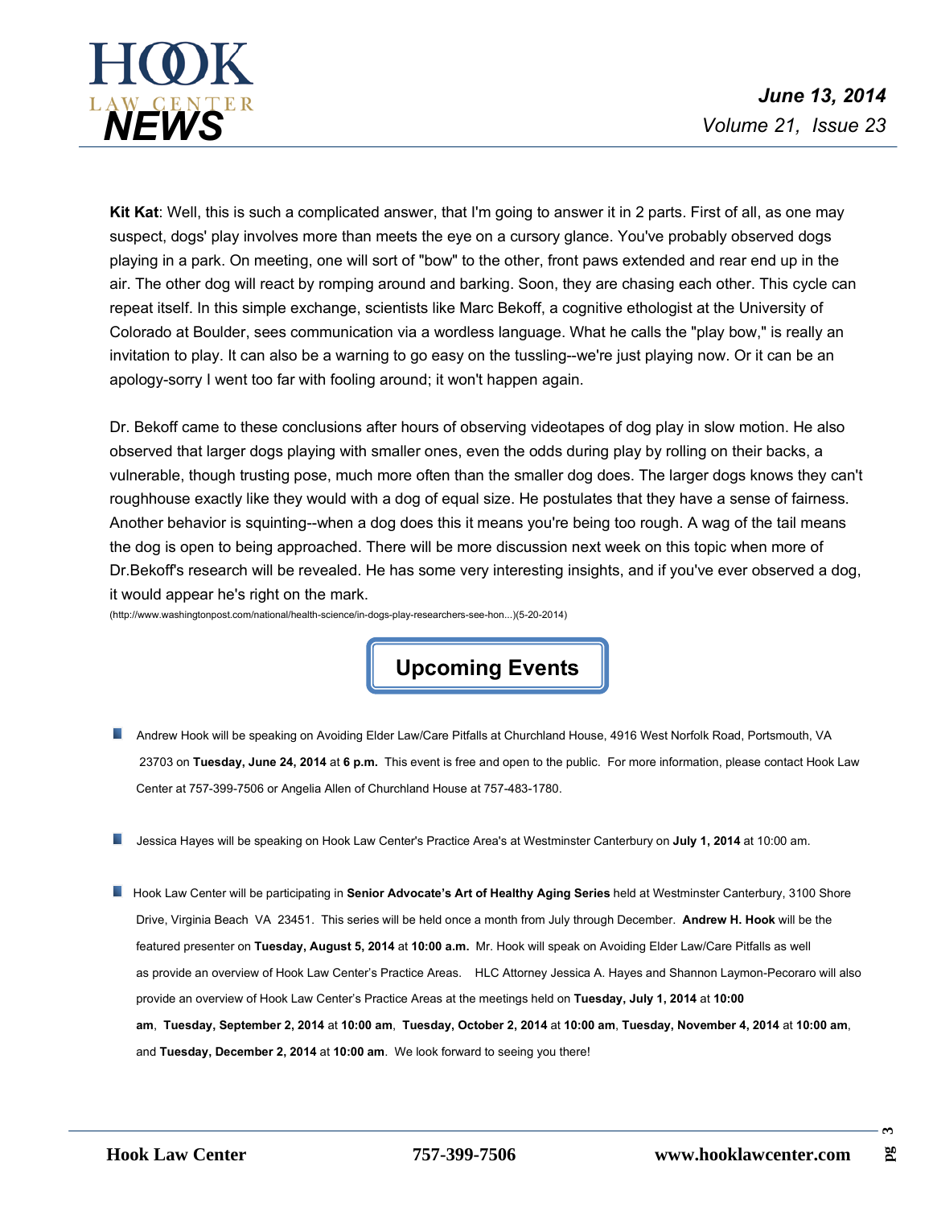**Kit Kat**: Well, this is such a complicated answer, that I'm going to answer it in 2 parts. First of all, as one may suspect, dogs' play involves more than meets the eye on a cursory glance. You've probably observed dogs playing in a park. On meeting, one will sort of "bow" to the other, front paws extended and rear end up in the air. The other dog will react by romping around and barking. Soon, they are chasing each other. This cycle can repeat itself. In this simple exchange, scientists like Marc Bekoff, a cognitive ethologist at the University of Colorado at Boulder, sees communication via a wordless language. What he calls the "play bow," is really an invitation to play. It can also be a warning to go easy on the tussling--we're just playing now. Or it can be an apology-sorry I went too far with fooling around; it won't happen again.

Dr. Bekoff came to these conclusions after hours of observing videotapes of dog play in slow motion. He also observed that larger dogs playing with smaller ones, even the odds during play by rolling on their backs, a vulnerable, though trusting pose, much more often than the smaller dog does. The larger dogs knows they can't roughhouse exactly like they would with a dog of equal size. He postulates that they have a sense of fairness. Another behavior is squinting--when a dog does this it means you're being too rough. A wag of the tail means the dog is open to being approached. There will be more discussion next week on this topic when more of Dr.Bekoff's research will be revealed. He has some very interesting insights, and if you've ever observed a dog, it would appear he's right on the mark.

(http://www.washingtonpost.com/national/health-science/in-dogs-play-researchers-see-hon...)(5-20-2014)

## Upcoming Events

- Andrew Hook will be speaking on Avoiding Elder Law/Care Pitfalls at Churchland House, 4916 West Norfolk Road, Portsmouth, VA 23703 on **Tuesday, June 24, 2014** at **6 p.m.** This event is free and open to the public. For more information, please contact Hook Law Center at 757-399-7506 or Angelia Allen of Churchland House at 757-483-1780.

- Jessica Hayes will be speaking on Hook Law Center's Practice Area's at Westminster Canterbury on **July 1, 2014** at 10:00 am.

- Hook Law Center will be participating in **Senior Advocate's Art of Healthy Aging Series** held at Westminster Canterbury, 3100 Shore Drive, Virginia Beach VA 23451. This series will be held once a month from July through December. **Andrew H. Hook** will be the featured presenter on **Tuesday, August 5, 2014** at **10:00 a.m.** Mr. Hook will speak on Avoiding Elder Law/Care Pitfalls as well as provide an overview of Hook Law Center's Practice Areas. HLC Attorney Jessica A. Hayes and Shannon Laymon-Pecoraro will also provide an overview of Hook Law Center's Practice Areas at the meetings held on **Tuesday, July 1, 2014** at **10:00 am**, **Tuesday, September 2, 2014** at **10:00 am**, **Tuesday, October 2, 2014** at **10:00 am**, **Tuesday, November 4, 2014** at **10:00 am**, and **Tuesday, December 2, 2014** at **10:00 am**. We look forward to seeing you there!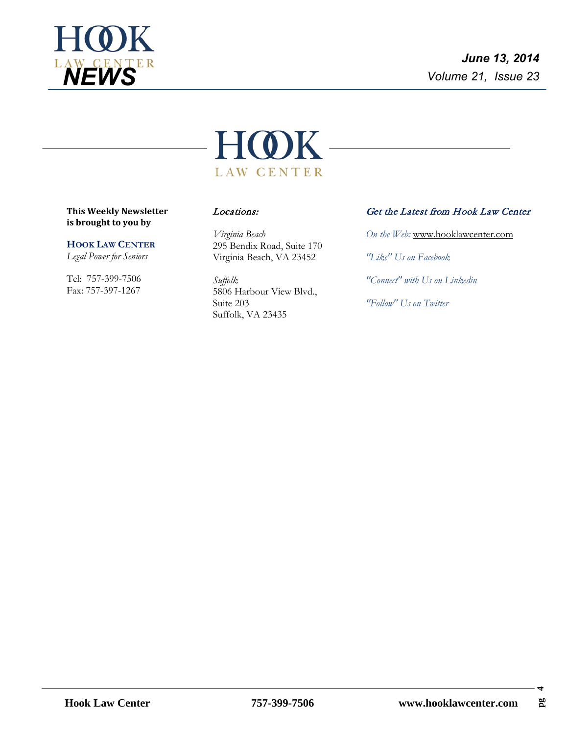HOOK LAW CENTER

This Weekly Newsletter is brought to you by

**HOOK LAW CENTER**
*Legal Power for Seniors*

Tel: 757-399-7506
Fax: 757-397-1267

*Locations:*

*Virginia Beach*
295 Bendix Road, Suite 170
Virginia Beach, VA 23452

*Suffolk*
5806 Harbour View Blvd., Suite 203
Suffolk, VA 23435

*Get the Latest from Hook Law Center*

*On the Web:* www.hooklawcenter.com

*"Like" Us on Facebook*

*"Connect" with Us on Linkedin*

*"Follow" Us on Twitter*